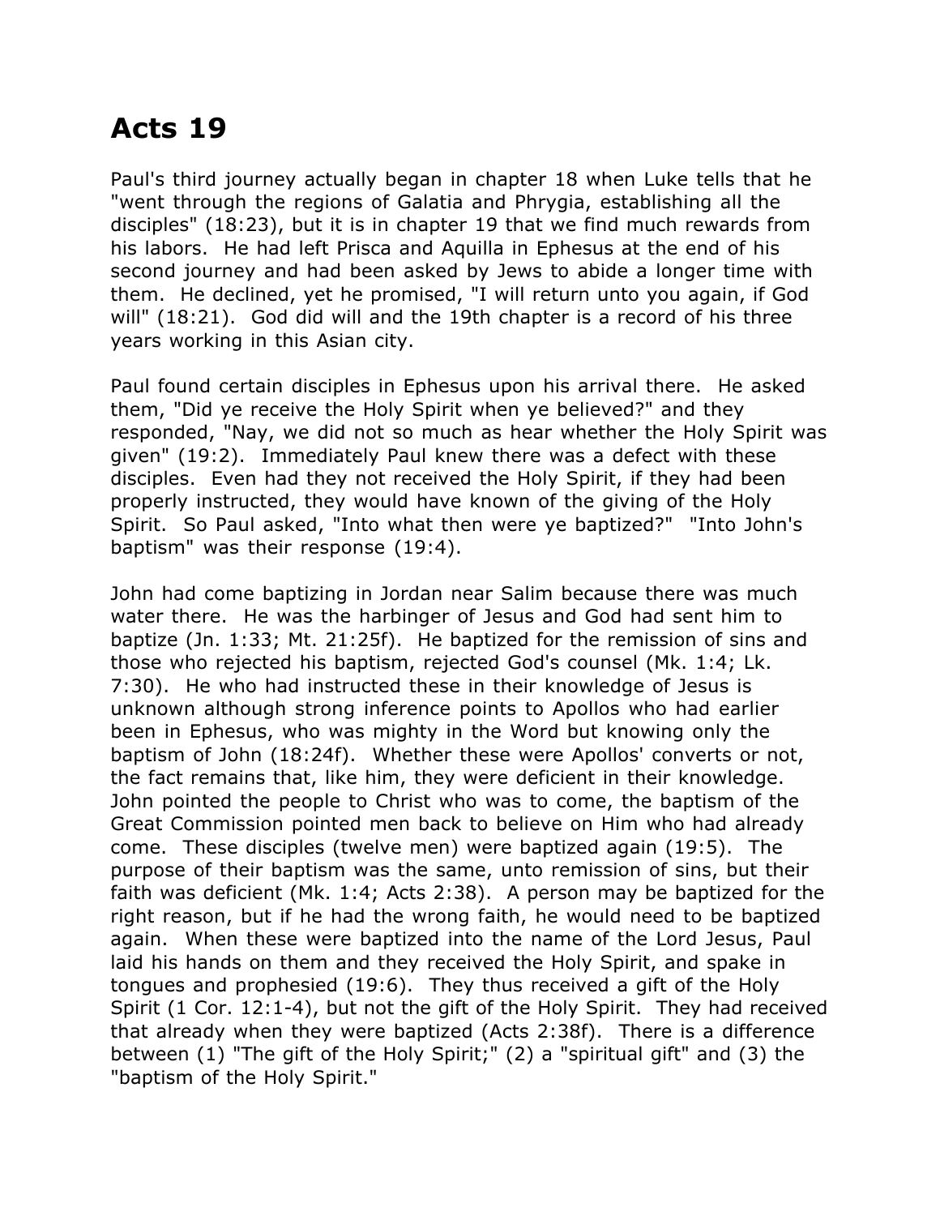# Acts 19

Paul's third journey actually began in chapter 18 when Luke tells that he "went through the regions of Galatia and Phrygia, establishing all the disciples" (18:23), but it is in chapter 19 that we find much rewards from his labors. He had left Prisca and Aquilla in Ephesus at the end of his second journey and had been asked by Jews to abide a longer time with them. He declined, yet he promised, "I will return unto you again, if God will" (18:21). God did will and the 19th chapter is a record of his three years working in this Asian city.

Paul found certain disciples in Ephesus upon his arrival there. He asked them, "Did ye receive the Holy Spirit when ye believed?" and they responded, "Nay, we did not so much as hear whether the Holy Spirit was given" (19:2). Immediately Paul knew there was a defect with these disciples. Even had they not received the Holy Spirit, if they had been properly instructed, they would have known of the giving of the Holy Spirit. So Paul asked, "Into what then were ye baptized?" "Into John's baptism" was their response (19:4).

John had come baptizing in Jordan near Salim because there was much water there. He was the harbinger of Jesus and God had sent him to baptize (Jn. 1:33; Mt. 21:25f). He baptized for the remission of sins and those who rejected his baptism, rejected God's counsel (Mk. 1:4; Lk. 7:30). He who had instructed these in their knowledge of Jesus is unknown although strong inference points to Apollos who had earlier been in Ephesus, who was mighty in the Word but knowing only the baptism of John (18:24f). Whether these were Apollos' converts or not, the fact remains that, like him, they were deficient in their knowledge. John pointed the people to Christ who was to come, the baptism of the Great Commission pointed men back to believe on Him who had already come. These disciples (twelve men) were baptized again (19:5). The purpose of their baptism was the same, unto remission of sins, but their faith was deficient (Mk. 1:4; Acts 2:38). A person may be baptized for the right reason, but if he had the wrong faith, he would need to be baptized again. When these were baptized into the name of the Lord Jesus, Paul laid his hands on them and they received the Holy Spirit, and spake in tongues and prophesied (19:6). They thus received a gift of the Holy Spirit (1 Cor. 12:1-4), but not the gift of the Holy Spirit. They had received that already when they were baptized (Acts 2:38f). There is a difference between (1) "The gift of the Holy Spirit;" (2) a "spiritual gift" and (3) the "baptism of the Holy Spirit."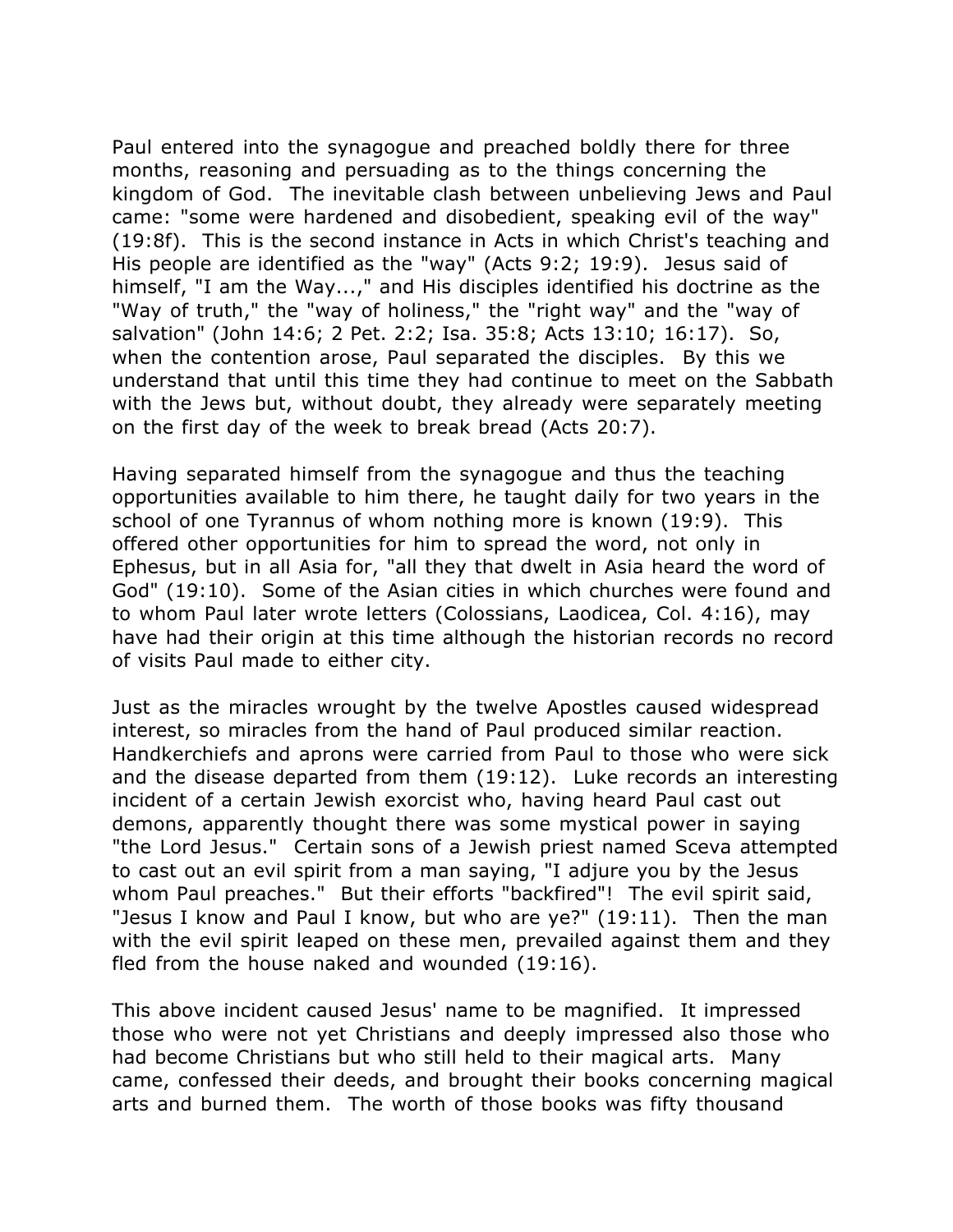Paul entered into the synagogue and preached boldly there for three months, reasoning and persuading as to the things concerning the kingdom of God.  The inevitable clash between unbelieving Jews and Paul came: "some were hardened and disobedient, speaking evil of the way" (19:8f).  This is the second instance in Acts in which Christ's teaching and His people are identified as the "way" (Acts 9:2; 19:9).  Jesus said of himself, "I am the Way...," and His disciples identified his doctrine as the "Way of truth," the "way of holiness," the "right way" and the "way of salvation" (John 14:6; 2 Pet. 2:2; Isa. 35:8; Acts 13:10; 16:17).  So, when the contention arose, Paul separated the disciples.  By this we understand that until this time they had continue to meet on the Sabbath with the Jews but, without doubt, they already were separately meeting on the first day of the week to break bread (Acts 20:7).

Having separated himself from the synagogue and thus the teaching opportunities available to him there, he taught daily for two years in the school of one Tyrannus of whom nothing more is known (19:9).  This offered other opportunities for him to spread the word, not only in Ephesus, but in all Asia for, "all they that dwelt in Asia heard the word of God" (19:10).  Some of the Asian cities in which churches were found and to whom Paul later wrote letters (Colossians, Laodicea, Col. 4:16), may have had their origin at this time although the historian records no record of visits Paul made to either city.

Just as the miracles wrought by the twelve Apostles caused widespread interest, so miracles from the hand of Paul produced similar reaction. Handkerchiefs and aprons were carried from Paul to those who were sick and the disease departed from them (19:12).  Luke records an interesting incident of a certain Jewish exorcist who, having heard Paul cast out demons, apparently thought there was some mystical power in saying "the Lord Jesus."  Certain sons of a Jewish priest named Sceva attempted to cast out an evil spirit from a man saying, "I adjure you by the Jesus whom Paul preaches."  But their efforts "backfired"!  The evil spirit said, "Jesus I know and Paul I know, but who are ye?" (19:11).  Then the man with the evil spirit leaped on these men, prevailed against them and they fled from the house naked and wounded (19:16).

This above incident caused Jesus' name to be magnified.  It impressed those who were not yet Christians and deeply impressed also those who had become Christians but who still held to their magical arts.  Many came, confessed their deeds, and brought their books concerning magical arts and burned them.  The worth of those books was fifty thousand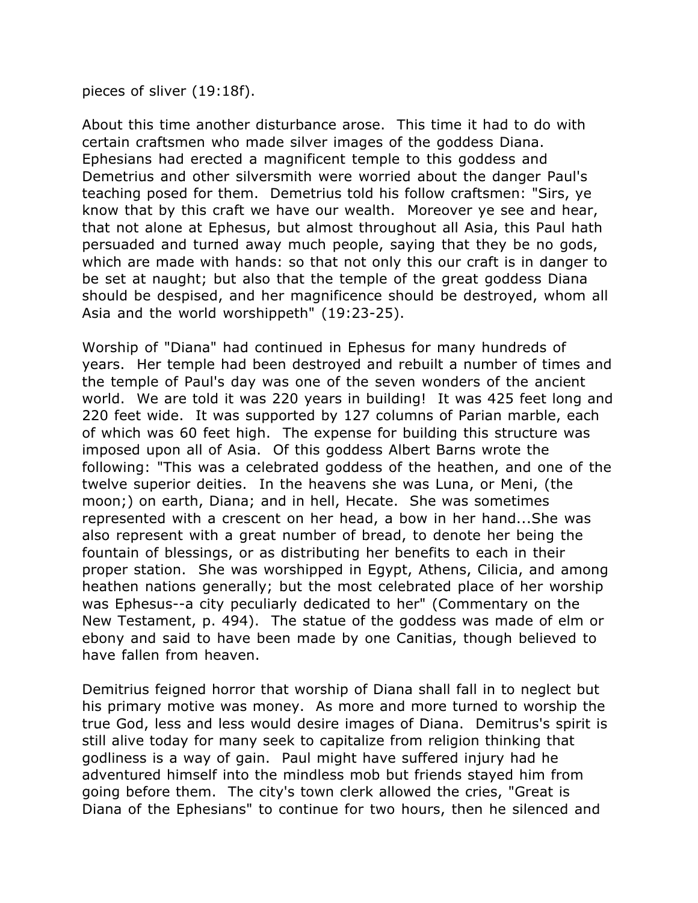pieces of sliver (19:18f).

About this time another disturbance arose. This time it had to do with certain craftsmen who made silver images of the goddess Diana. Ephesians had erected a magnificent temple to this goddess and Demetrius and other silversmith were worried about the danger Paul's teaching posed for them. Demetrius told his follow craftsmen: "Sirs, ye know that by this craft we have our wealth. Moreover ye see and hear, that not alone at Ephesus, but almost throughout all Asia, this Paul hath persuaded and turned away much people, saying that they be no gods, which are made with hands: so that not only this our craft is in danger to be set at naught; but also that the temple of the great goddess Diana should be despised, and her magnificence should be destroyed, whom all Asia and the world worshippeth" (19:23-25).

Worship of "Diana" had continued in Ephesus for many hundreds of years. Her temple had been destroyed and rebuilt a number of times and the temple of Paul's day was one of the seven wonders of the ancient world. We are told it was 220 years in building! It was 425 feet long and 220 feet wide. It was supported by 127 columns of Parian marble, each of which was 60 feet high. The expense for building this structure was imposed upon all of Asia. Of this goddess Albert Barns wrote the following: "This was a celebrated goddess of the heathen, and one of the twelve superior deities. In the heavens she was Luna, or Meni, (the moon;) on earth, Diana; and in hell, Hecate. She was sometimes represented with a crescent on her head, a bow in her hand...She was also represent with a great number of bread, to denote her being the fountain of blessings, or as distributing her benefits to each in their proper station. She was worshipped in Egypt, Athens, Cilicia, and among heathen nations generally; but the most celebrated place of her worship was Ephesus--a city peculiarly dedicated to her" (Commentary on the New Testament, p. 494). The statue of the goddess was made of elm or ebony and said to have been made by one Canitias, though believed to have fallen from heaven.

Demitrius feigned horror that worship of Diana shall fall in to neglect but his primary motive was money. As more and more turned to worship the true God, less and less would desire images of Diana. Demitrus's spirit is still alive today for many seek to capitalize from religion thinking that godliness is a way of gain. Paul might have suffered injury had he adventured himself into the mindless mob but friends stayed him from going before them. The city's town clerk allowed the cries, "Great is Diana of the Ephesians" to continue for two hours, then he silenced and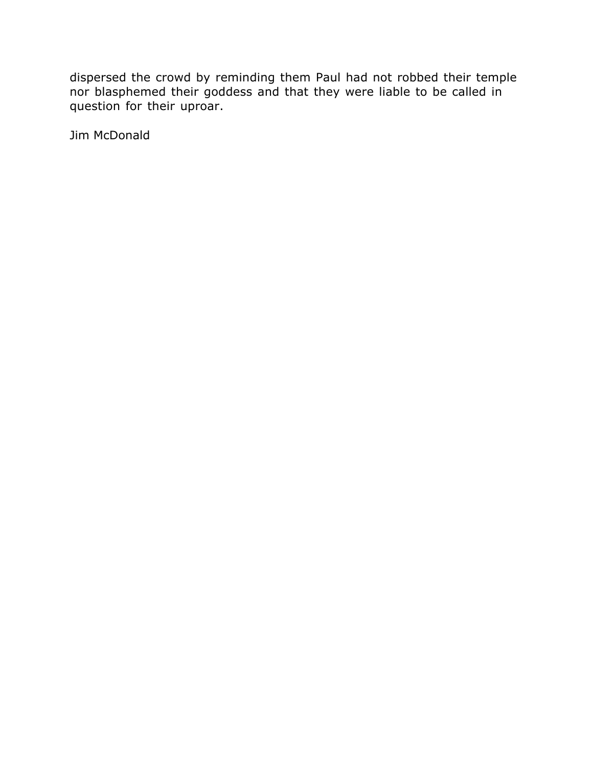dispersed the crowd by reminding them Paul had not robbed their temple nor blasphemed their goddess and that they were liable to be called in question for their uproar.

Jim McDonald